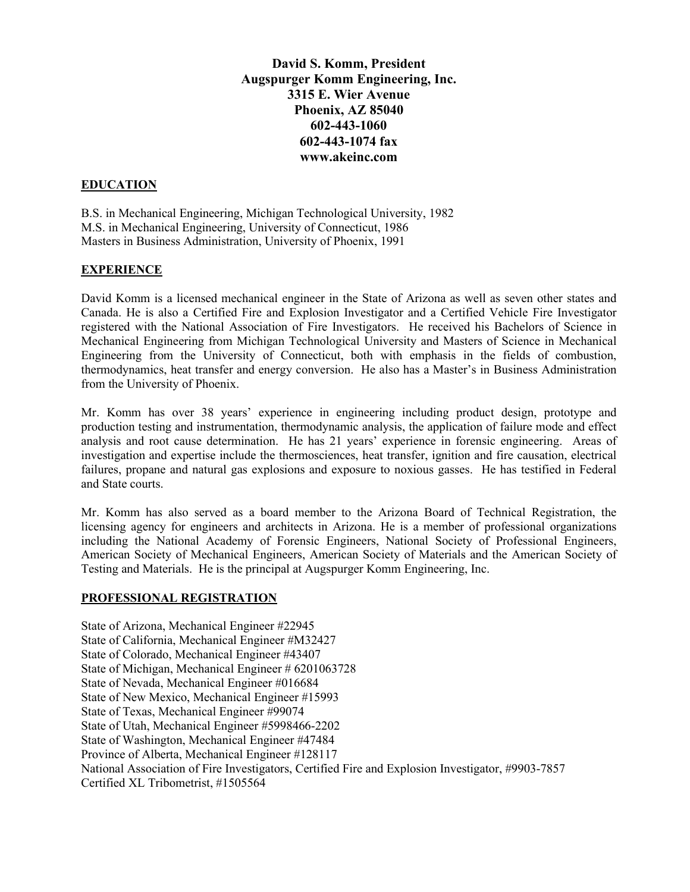**David S. Komm, President**
**Augspurger Komm Engineering, Inc.**
**3315 E. Wier Avenue**
**Phoenix, AZ 85040**
**602-443-1060**
**602-443-1074 fax**
**www.akeinc.com**

## EDUCATION

B.S. in Mechanical Engineering, Michigan Technological University, 1982
M.S. in Mechanical Engineering, University of Connecticut, 1986
Masters in Business Administration, University of Phoenix, 1991

## EXPERIENCE

David Komm is a licensed mechanical engineer in the State of Arizona as well as seven other states and Canada. He is also a Certified Fire and Explosion Investigator and a Certified Vehicle Fire Investigator registered with the National Association of Fire Investigators. He received his Bachelors of Science in Mechanical Engineering from Michigan Technological University and Masters of Science in Mechanical Engineering from the University of Connecticut, both with emphasis in the fields of combustion, thermodynamics, heat transfer and energy conversion. He also has a Master's in Business Administration from the University of Phoenix.

Mr. Komm has over 38 years' experience in engineering including product design, prototype and production testing and instrumentation, thermodynamic analysis, the application of failure mode and effect analysis and root cause determination. He has 21 years' experience in forensic engineering. Areas of investigation and expertise include the thermosciences, heat transfer, ignition and fire causation, electrical failures, propane and natural gas explosions and exposure to noxious gasses. He has testified in Federal and State courts.

Mr. Komm has also served as a board member to the Arizona Board of Technical Registration, the licensing agency for engineers and architects in Arizona. He is a member of professional organizations including the National Academy of Forensic Engineers, National Society of Professional Engineers, American Society of Mechanical Engineers, American Society of Materials and the American Society of Testing and Materials. He is the principal at Augspurger Komm Engineering, Inc.

## PROFESSIONAL REGISTRATION

State of Arizona, Mechanical Engineer #22945
State of California, Mechanical Engineer #M32427
State of Colorado, Mechanical Engineer #43407
State of Michigan, Mechanical Engineer # 6201063728
State of Nevada, Mechanical Engineer #016684
State of New Mexico, Mechanical Engineer #15993
State of Texas, Mechanical Engineer #99074
State of Utah, Mechanical Engineer #5998466-2202
State of Washington, Mechanical Engineer #47484
Province of Alberta, Mechanical Engineer #128117
National Association of Fire Investigators, Certified Fire and Explosion Investigator, #9903-7857
Certified XL Tribometrist, #1505564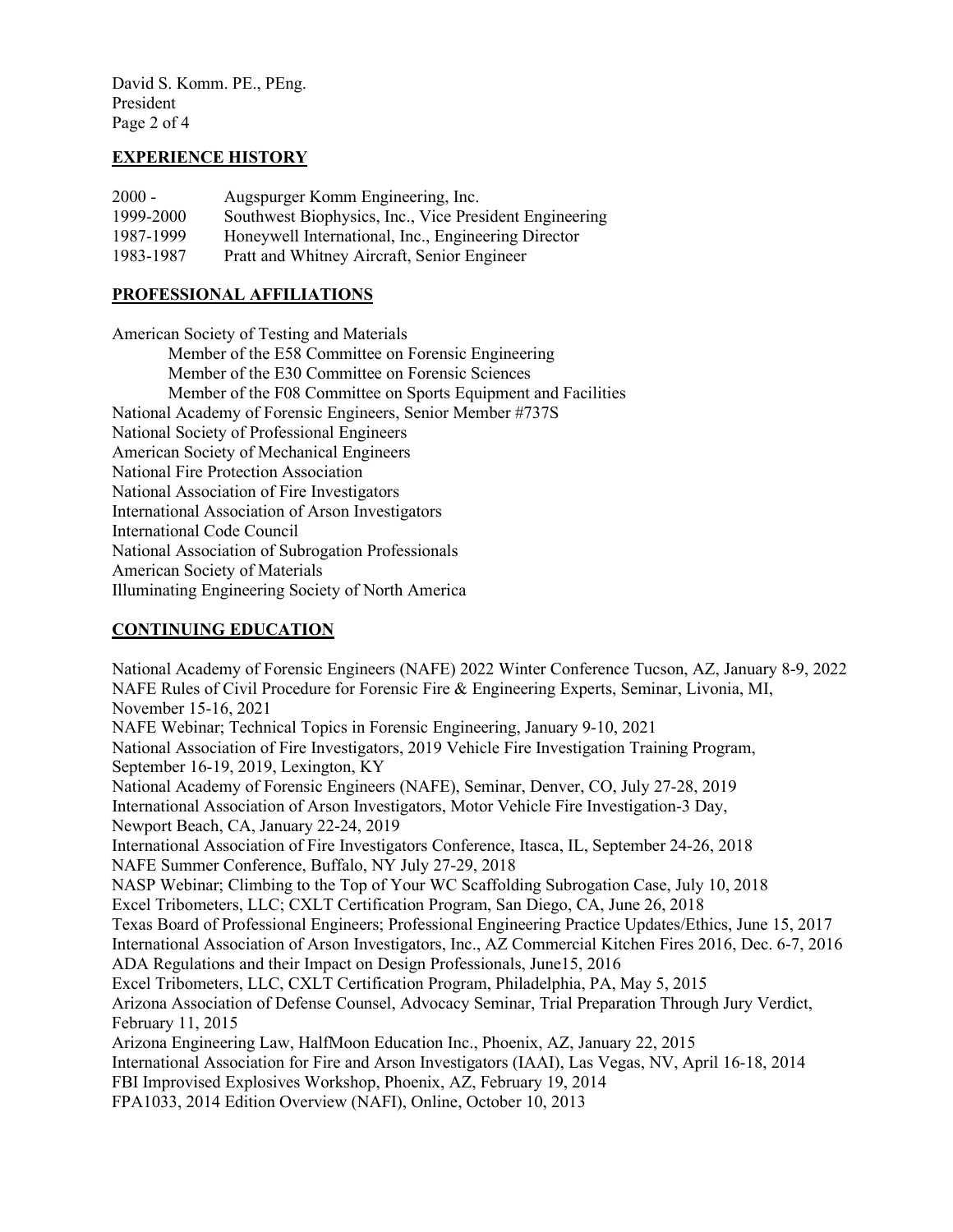## EXPERIENCE HISTORY

| | |
|---|---|
| 2000 - | Augspurger Komm Engineering, Inc. |
| 1999-2000 | Southwest Biophysics, Inc., Vice President Engineering |
| 1987-1999 | Honeywell International, Inc., Engineering Director |
| 1983-1987 | Pratt and Whitney Aircraft, Senior Engineer |

## PROFESSIONAL AFFILIATIONS

American Society of Testing and Materials
- Member of the E58 Committee on Forensic Engineering
- Member of the E30 Committee on Forensic Sciences
- Member of the F08 Committee on Sports Equipment and Facilities

National Academy of Forensic Engineers, Senior Member #737S
National Society of Professional Engineers
American Society of Mechanical Engineers
National Fire Protection Association
National Association of Fire Investigators
International Association of Arson Investigators
International Code Council
National Association of Subrogation Professionals
American Society of Materials
Illuminating Engineering Society of North America

## CONTINUING EDUCATION

National Academy of Forensic Engineers (NAFE) 2022 Winter Conference Tucson, AZ, January 8-9, 2022
NAFE Rules of Civil Procedure for Forensic Fire & Engineering Experts, Seminar, Livonia, MI, November 15-16, 2021
NAFE Webinar; Technical Topics in Forensic Engineering, January 9-10, 2021
National Association of Fire Investigators, 2019 Vehicle Fire Investigation Training Program, September 16-19, 2019, Lexington, KY
National Academy of Forensic Engineers (NAFE), Seminar, Denver, CO, July 27-28, 2019
International Association of Arson Investigators, Motor Vehicle Fire Investigation-3 Day, Newport Beach, CA, January 22-24, 2019
International Association of Fire Investigators Conference, Itasca, IL, September 24-26, 2018
NAFE Summer Conference, Buffalo, NY July 27-29, 2018
NASP Webinar; Climbing to the Top of Your WC Scaffolding Subrogation Case, July 10, 2018
Excel Tribometers, LLC; CXLT Certification Program, San Diego, CA, June 26, 2018
Texas Board of Professional Engineers; Professional Engineering Practice Updates/Ethics, June 15, 2017
International Association of Arson Investigators, Inc., AZ Commercial Kitchen Fires 2016, Dec. 6-7, 2016
ADA Regulations and their Impact on Design Professionals, June15, 2016
Excel Tribometers, LLC, CXLT Certification Program, Philadelphia, PA, May 5, 2015
Arizona Association of Defense Counsel, Advocacy Seminar, Trial Preparation Through Jury Verdict, February 11, 2015
Arizona Engineering Law, HalfMoon Education Inc., Phoenix, AZ, January 22, 2015
International Association for Fire and Arson Investigators (IAAI), Las Vegas, NV, April 16-18, 2014
FBI Improvised Explosives Workshop, Phoenix, AZ, February 19, 2014
FPA1033, 2014 Edition Overview (NAFI), Online, October 10, 2013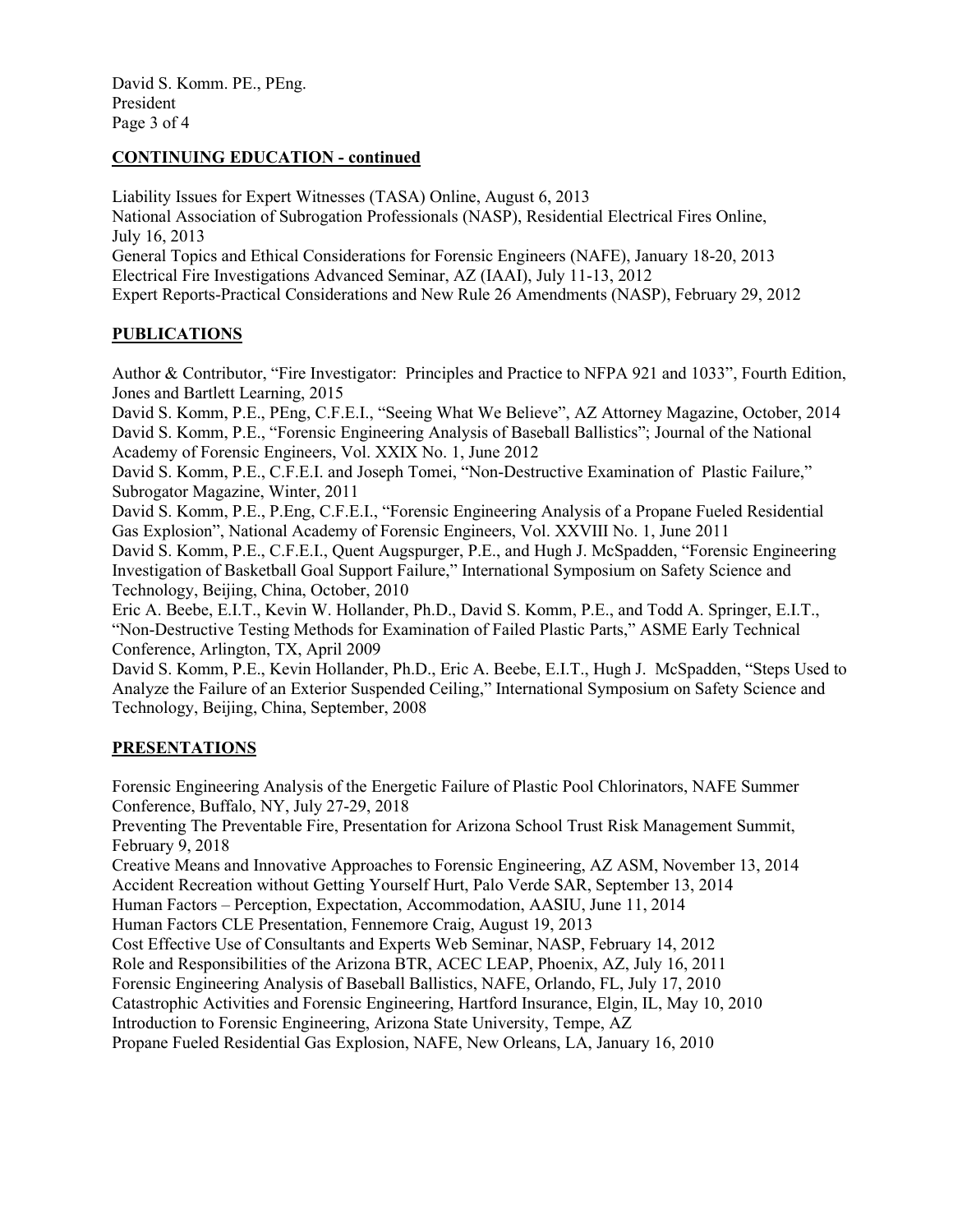## CONTINUING EDUCATION - continued

Liability Issues for Expert Witnesses (TASA) Online, August 6, 2013
National Association of Subrogation Professionals (NASP), Residential Electrical Fires Online, July 16, 2013
General Topics and Ethical Considerations for Forensic Engineers (NAFE), January 18-20, 2013
Electrical Fire Investigations Advanced Seminar, AZ (IAAI), July 11-13, 2012
Expert Reports-Practical Considerations and New Rule 26 Amendments (NASP), February 29, 2012

## PUBLICATIONS

Author & Contributor, "Fire Investigator: Principles and Practice to NFPA 921 and 1033", Fourth Edition, Jones and Bartlett Learning, 2015
David S. Komm, P.E., PEng, C.F.E.I., "Seeing What We Believe", AZ Attorney Magazine, October, 2014
David S. Komm, P.E., "Forensic Engineering Analysis of Baseball Ballistics"; Journal of the National Academy of Forensic Engineers, Vol. XXIX No. 1, June 2012
David S. Komm, P.E., C.F.E.I. and Joseph Tomei, "Non-Destructive Examination of Plastic Failure," Subrogator Magazine, Winter, 2011
David S. Komm, P.E., P.Eng, C.F.E.I., "Forensic Engineering Analysis of a Propane Fueled Residential Gas Explosion", National Academy of Forensic Engineers, Vol. XXVIII No. 1, June 2011
David S. Komm, P.E., C.F.E.I., Quent Augspurger, P.E., and Hugh J. McSpadden, "Forensic Engineering Investigation of Basketball Goal Support Failure," International Symposium on Safety Science and Technology, Beijing, China, October, 2010
Eric A. Beebe, E.I.T., Kevin W. Hollander, Ph.D., David S. Komm, P.E., and Todd A. Springer, E.I.T., "Non-Destructive Testing Methods for Examination of Failed Plastic Parts," ASME Early Technical Conference, Arlington, TX, April 2009
David S. Komm, P.E., Kevin Hollander, Ph.D., Eric A. Beebe, E.I.T., Hugh J. McSpadden, "Steps Used to Analyze the Failure of an Exterior Suspended Ceiling," International Symposium on Safety Science and Technology, Beijing, China, September, 2008

## PRESENTATIONS

Forensic Engineering Analysis of the Energetic Failure of Plastic Pool Chlorinators, NAFE Summer Conference, Buffalo, NY, July 27-29, 2018
Preventing The Preventable Fire, Presentation for Arizona School Trust Risk Management Summit, February 9, 2018
Creative Means and Innovative Approaches to Forensic Engineering, AZ ASM, November 13, 2014
Accident Recreation without Getting Yourself Hurt, Palo Verde SAR, September 13, 2014
Human Factors – Perception, Expectation, Accommodation, AASIU, June 11, 2014
Human Factors CLE Presentation, Fennemore Craig, August 19, 2013
Cost Effective Use of Consultants and Experts Web Seminar, NASP, February 14, 2012
Role and Responsibilities of the Arizona BTR, ACEC LEAP, Phoenix, AZ, July 16, 2011
Forensic Engineering Analysis of Baseball Ballistics, NAFE, Orlando, FL, July 17, 2010
Catastrophic Activities and Forensic Engineering, Hartford Insurance, Elgin, IL, May 10, 2010
Introduction to Forensic Engineering, Arizona State University, Tempe, AZ
Propane Fueled Residential Gas Explosion, NAFE, New Orleans, LA, January 16, 2010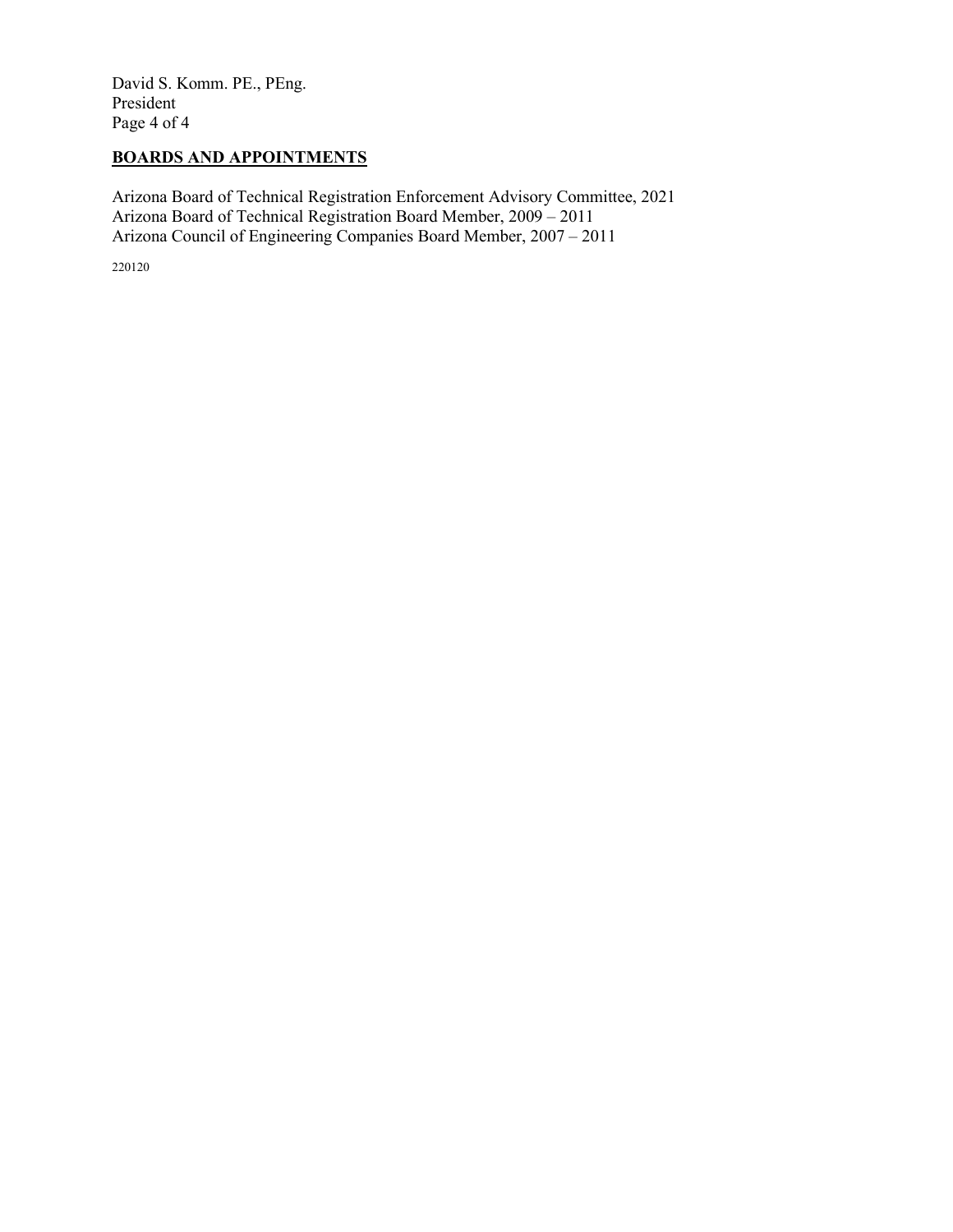## BOARDS AND APPOINTMENTS

Arizona Board of Technical Registration Enforcement Advisory Committee, 2021
Arizona Board of Technical Registration Board Member, 2009 – 2011
Arizona Council of Engineering Companies Board Member, 2007 – 2011

220120